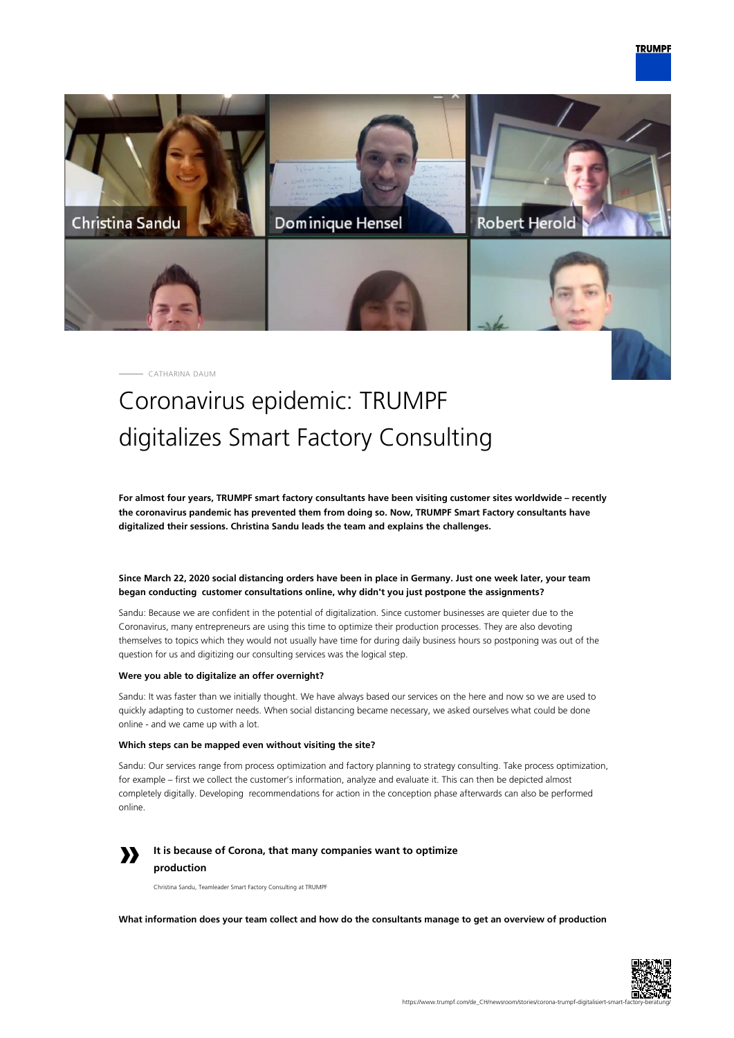CATHARINA DAUM

# Coronavirus epidemic: TRUMPF digitalizes Smart Factory Consulting

**For almost four years, TRUMPF smart factory consultants have been visiting customer sites worldwide – recently the coronavirus pandemic has prevented them from doing so. Now, TRUMPF Smart Factory consultants have digitalized their sessions. Christina Sandu leads the team and explains the challenges.**

**Since March 22, 2020 social distancing orders have been in place in Germany. Just one week later, your team began conducting customer consultations online, why didn't you just postpone the assignments?**

Sandu: Because we are confident in the potential of digitalization. Since customer businesses are quieter due to the Coronavirus, many entrepreneurs are using this time to optimize their production processes. They are also devoting themselves to topics which they would not usually have time for during daily business hours so postponing was out of the question for us and digitizing our consulting services was the logical step.

**Were you able to digitalize an offer overnight?**

Sandu: It was faster than we initially thought. We have always based our services on the here and now so we are used to quickly adapting to customer needs. When social distancing became necessary, we asked ourselves what could be done online - and we came up with a lot.

**Which steps can be mapped even without visiting the site?**

Sandu: Our services range from process optimization and factory planning to strategy consulting. Take process optimization, for example – first we collect the customer's information, analyze and evaluate it. This can then be depicted almost completely digitally. Developing recommendations for action in the conception phase afterwards can also be performed online.

> **It is because of Corona, that many companies want to optimize production**
>
> Christina Sandu, Teamleader Smart Factory Consulting at TRUMPF

**What information does your team collect and how do the consultants manage to get an overview of production**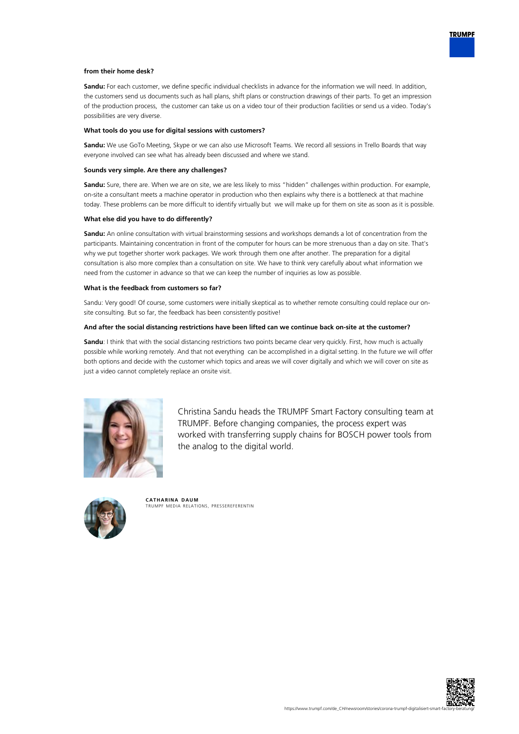**from their home desk?**

**Sandu:** For each customer, we define specific individual checklists in advance for the information we will need. In addition, the customers send us documents such as hall plans, shift plans or construction drawings of their parts. To get an impression of the production process, the customer can take us on a video tour of their production facilities or send us a video. Today's possibilities are very diverse.

**What tools do you use for digital sessions with customers?**

**Sandu:** We use GoTo Meeting, Skype or we can also use Microsoft Teams. We record all sessions in Trello Boards that way everyone involved can see what has already been discussed and where we stand.

**Sounds very simple. Are there any challenges?**

**Sandu:** Sure, there are. When we are on site, we are less likely to miss "hidden" challenges within production. For example, on-site a consultant meets a machine operator in production who then explains why there is a bottleneck at that machine today. These problems can be more difficult to identify virtually but we will make up for them on site as soon as it is possible.

**What else did you have to do differently?**

**Sandu:** An online consultation with virtual brainstorming sessions and workshops demands a lot of concentration from the participants. Maintaining concentration in front of the computer for hours can be more strenuous than a day on site. That's why we put together shorter work packages. We work through them one after another. The preparation for a digital consultation is also more complex than a consultation on site. We have to think very carefully about what information we need from the customer in advance so that we can keep the number of inquiries as low as possible.

**What is the feedback from customers so far?**

Sandu: Very good! Of course, some customers were initially skeptical as to whether remote consulting could replace our on-site consulting. But so far, the feedback has been consistently positive!

**And after the social distancing restrictions have been lifted can we continue back on-site at the customer?**

**Sandu**: I think that with the social distancing restrictions two points became clear very quickly. First, how much is actually possible while working remotely. And that not everything can be accomplished in a digital setting. In the future we will offer both options and decide with the customer which topics and areas we will cover digitally and which we will cover on site as just a video cannot completely replace an onsite visit.

Christina Sandu heads the TRUMPF Smart Factory consulting team at TRUMPF. Before changing companies, the process expert was worked with transferring supply chains for BOSCH power tools from the analog to the digital world.

**CATHARINA DAUM**
TRUMPF MEDIA RELATIONS, PRESSEREFERENTIN

https://www.trumpf.com/de_CH/newsroom/stories/corona-trumpf-digitalisiert-smart-factory-beratung/